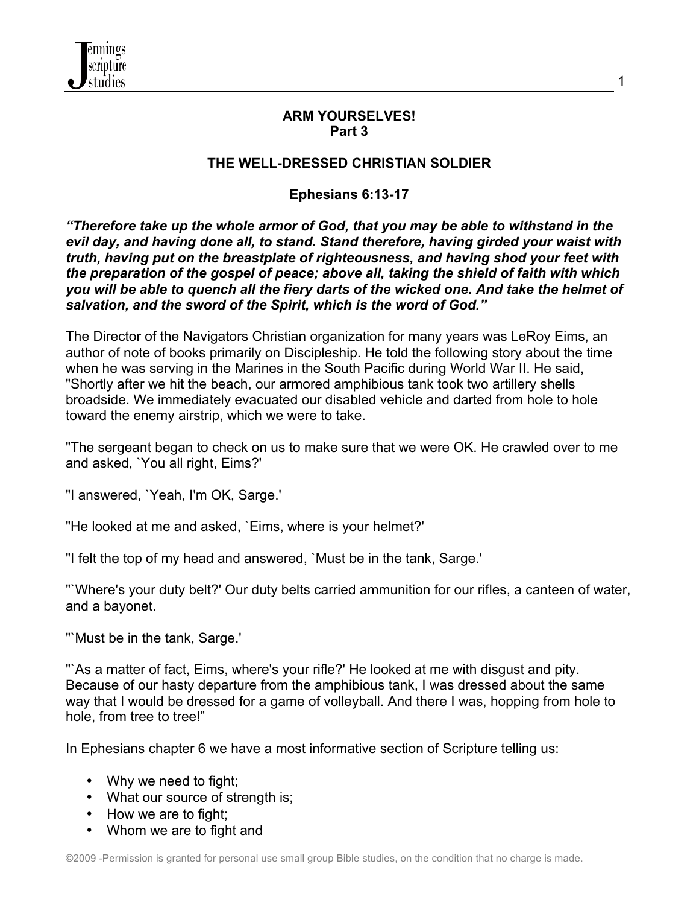**ARM YOURSELVES!**
**Part 3**

## THE WELL-DRESSED CHRISTIAN SOLDIER

**Ephesians 6:13-17**

***"Therefore take up the whole armor of God, that you may be able to withstand in the evil day, and having done all, to stand. Stand therefore, having girded your waist with truth, having put on the breastplate of righteousness, and having shod your feet with the preparation of the gospel of peace; above all, taking the shield of faith with which you will be able to quench all the fiery darts of the wicked one. And take the helmet of salvation, and the sword of the Spirit, which is the word of God."***

The Director of the Navigators Christian organization for many years was LeRoy Eims, an author of note of books primarily on Discipleship. He told the following story about the time when he was serving in the Marines in the South Pacific during World War II. He said, "Shortly after we hit the beach, our armored amphibious tank took two artillery shells broadside. We immediately evacuated our disabled vehicle and darted from hole to hole toward the enemy airstrip, which we were to take.

"The sergeant began to check on us to make sure that we were OK. He crawled over to me and asked, `You all right, Eims?'

"I answered, `Yeah, I'm OK, Sarge.'

"He looked at me and asked, `Eims, where is your helmet?'

"I felt the top of my head and answered, `Must be in the tank, Sarge.'

"`Where's your duty belt?' Our duty belts carried ammunition for our rifles, a canteen of water, and a bayonet.

"`Must be in the tank, Sarge.'

"`As a matter of fact, Eims, where's your rifle?' He looked at me with disgust and pity. Because of our hasty departure from the amphibious tank, I was dressed about the same way that I would be dressed for a game of volleyball. And there I was, hopping from hole to hole, from tree to tree!"

In Ephesians chapter 6 we have a most informative section of Scripture telling us:

- Why we need to fight;
- What our source of strength is;
- How we are to fight;
- Whom we are to fight and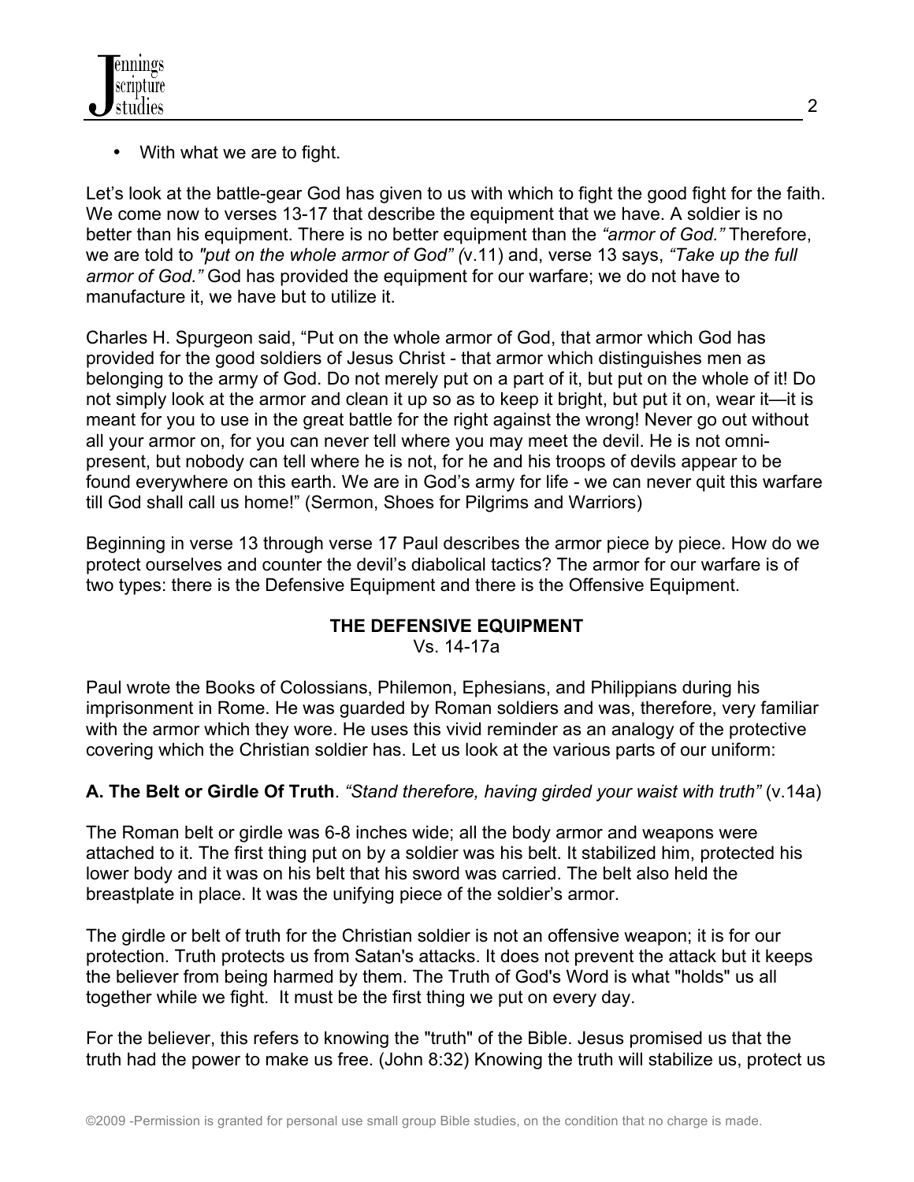- With what we are to fight.

Let's look at the battle-gear God has given to us with which to fight the good fight for the faith. We come now to verses 13-17 that describe the equipment that we have. A soldier is no better than his equipment. There is no better equipment than the *"armor of God."* Therefore, we are told to *"put on the whole armor of God" (*v.11) and, verse 13 says, *"Take up the full armor of God."* God has provided the equipment for our warfare; we do not have to manufacture it, we have but to utilize it.

Charles H. Spurgeon said, "Put on the whole armor of God, that armor which God has provided for the good soldiers of Jesus Christ - that armor which distinguishes men as belonging to the army of God. Do not merely put on a part of it, but put on the whole of it! Do not simply look at the armor and clean it up so as to keep it bright, but put it on, wear it—it is meant for you to use in the great battle for the right against the wrong! Never go out without all your armor on, for you can never tell where you may meet the devil. He is not omni-present, but nobody can tell where he is not, for he and his troops of devils appear to be found everywhere on this earth. We are in God's army for life - we can never quit this warfare till God shall call us home!" (Sermon, Shoes for Pilgrims and Warriors)

Beginning in verse 13 through verse 17 Paul describes the armor piece by piece. How do we protect ourselves and counter the devil's diabolical tactics? The armor for our warfare is of two types: there is the Defensive Equipment and there is the Offensive Equipment.

## THE DEFENSIVE EQUIPMENT

Vs. 14-17a

Paul wrote the Books of Colossians, Philemon, Ephesians, and Philippians during his imprisonment in Rome. He was guarded by Roman soldiers and was, therefore, very familiar with the armor which they wore. He uses this vivid reminder as an analogy of the protective covering which the Christian soldier has. Let us look at the various parts of our uniform:

**A. The Belt or Girdle Of Truth**. *"Stand therefore, having girded your waist with truth"* (v.14a)

The Roman belt or girdle was 6-8 inches wide; all the body armor and weapons were attached to it. The first thing put on by a soldier was his belt. It stabilized him, protected his lower body and it was on his belt that his sword was carried. The belt also held the breastplate in place. It was the unifying piece of the soldier's armor.

The girdle or belt of truth for the Christian soldier is not an offensive weapon; it is for our protection. Truth protects us from Satan's attacks. It does not prevent the attack but it keeps the believer from being harmed by them. The Truth of God's Word is what "holds" us all together while we fight. It must be the first thing we put on every day.

For the believer, this refers to knowing the "truth" of the Bible. Jesus promised us that the truth had the power to make us free. (John 8:32) Knowing the truth will stabilize us, protect us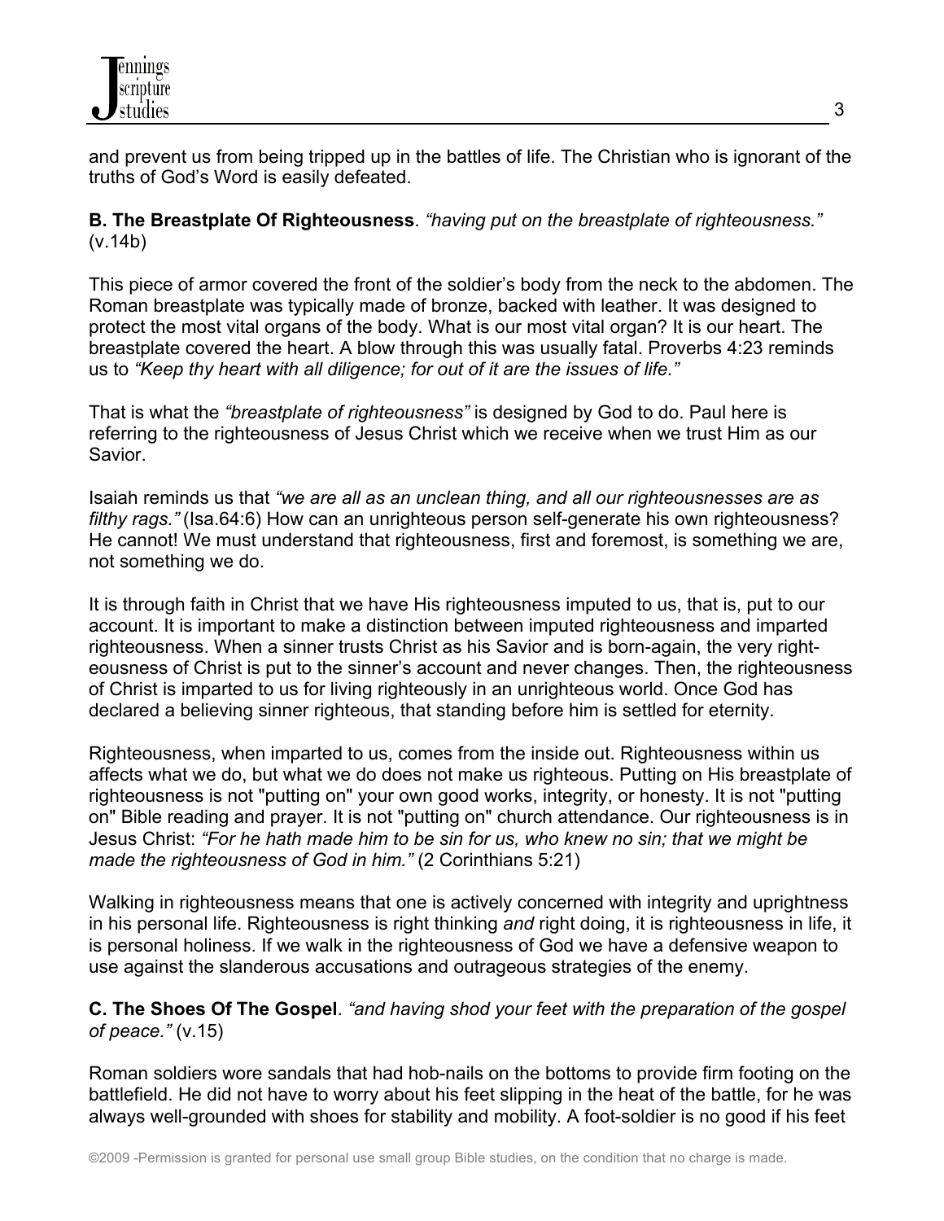and prevent us from being tripped up in the battles of life. The Christian who is ignorant of the truths of God's Word is easily defeated.

**B. The Breastplate Of Righteousness**. *"having put on the breastplate of righteousness."* (v.14b)

This piece of armor covered the front of the soldier's body from the neck to the abdomen. The Roman breastplate was typically made of bronze, backed with leather. It was designed to protect the most vital organs of the body. What is our most vital organ? It is our heart. The breastplate covered the heart. A blow through this was usually fatal. Proverbs 4:23 reminds us to *"Keep thy heart with all diligence; for out of it are the issues of life."*

That is what the *"breastplate of righteousness"* is designed by God to do. Paul here is referring to the righteousness of Jesus Christ which we receive when we trust Him as our Savior.

Isaiah reminds us that *"we are all as an unclean thing, and all our righteousnesses are as filthy rags."* (Isa.64:6) How can an unrighteous person self-generate his own righteousness? He cannot! We must understand that righteousness, first and foremost, is something we are, not something we do.

It is through faith in Christ that we have His righteousness imputed to us, that is, put to our account. It is important to make a distinction between imputed righteousness and imparted righteousness. When a sinner trusts Christ as his Savior and is born-again, the very righteousness of Christ is put to the sinner's account and never changes. Then, the righteousness of Christ is imparted to us for living righteously in an unrighteous world. Once God has declared a believing sinner righteous, that standing before him is settled for eternity.

Righteousness, when imparted to us, comes from the inside out. Righteousness within us affects what we do, but what we do does not make us righteous. Putting on His breastplate of righteousness is not "putting on" your own good works, integrity, or honesty. It is not "putting on" Bible reading and prayer. It is not "putting on" church attendance. Our righteousness is in Jesus Christ: *"For he hath made him to be sin for us, who knew no sin; that we might be made the righteousness of God in him."* (2 Corinthians 5:21)

Walking in righteousness means that one is actively concerned with integrity and uprightness in his personal life. Righteousness is right thinking *and* right doing, it is righteousness in life, it is personal holiness. If we walk in the righteousness of God we have a defensive weapon to use against the slanderous accusations and outrageous strategies of the enemy.

**C. The Shoes Of The Gospel**. *"and having shod your feet with the preparation of the gospel of peace."* (v.15)

Roman soldiers wore sandals that had hob-nails on the bottoms to provide firm footing on the battlefield. He did not have to worry about his feet slipping in the heat of the battle, for he was always well-grounded with shoes for stability and mobility. A foot-soldier is no good if his feet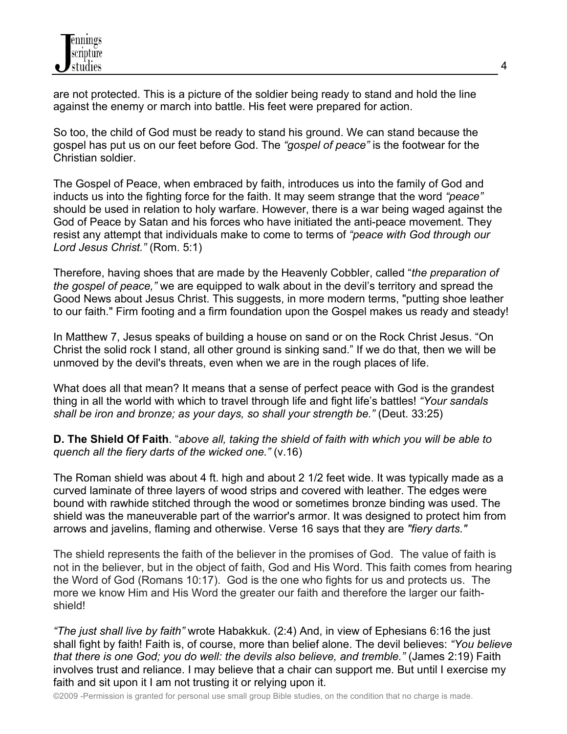are not protected. This is a picture of the soldier being ready to stand and hold the line against the enemy or march into battle. His feet were prepared for action.

So too, the child of God must be ready to stand his ground. We can stand because the gospel has put us on our feet before God. The *"gospel of peace"* is the footwear for the Christian soldier.

The Gospel of Peace, when embraced by faith, introduces us into the family of God and inducts us into the fighting force for the faith. It may seem strange that the word *"peace"* should be used in relation to holy warfare. However, there is a war being waged against the God of Peace by Satan and his forces who have initiated the anti-peace movement. They resist any attempt that individuals make to come to terms of *"peace with God through our Lord Jesus Christ."* (Rom. 5:1)

Therefore, having shoes that are made by the Heavenly Cobbler, called "*the preparation of the gospel of peace,"* we are equipped to walk about in the devil's territory and spread the Good News about Jesus Christ. This suggests, in more modern terms, "putting shoe leather to our faith." Firm footing and a firm foundation upon the Gospel makes us ready and steady!

In Matthew 7, Jesus speaks of building a house on sand or on the Rock Christ Jesus. "On Christ the solid rock I stand, all other ground is sinking sand." If we do that, then we will be unmoved by the devil's threats, even when we are in the rough places of life.

What does all that mean? It means that a sense of perfect peace with God is the grandest thing in all the world with which to travel through life and fight life's battles! *"Your sandals shall be iron and bronze; as your days, so shall your strength be."* (Deut. 33:25)

**D. The Shield Of Faith**. "*above all, taking the shield of faith with which you will be able to quench all the fiery darts of the wicked one."* (v.16)

The Roman shield was about 4 ft. high and about 2 1/2 feet wide. It was typically made as a curved laminate of three layers of wood strips and covered with leather. The edges were bound with rawhide stitched through the wood or sometimes bronze binding was used. The shield was the maneuverable part of the warrior's armor. It was designed to protect him from arrows and javelins, flaming and otherwise. Verse 16 says that they are *"fiery darts."*

The shield represents the faith of the believer in the promises of God. The value of faith is not in the believer, but in the object of faith, God and His Word. This faith comes from hearing the Word of God (Romans 10:17). God is the one who fights for us and protects us. The more we know Him and His Word the greater our faith and therefore the larger our faith-shield!

*"The just shall live by faith"* wrote Habakkuk. (2:4) And, in view of Ephesians 6:16 the just shall fight by faith! Faith is, of course, more than belief alone. The devil believes: *"You believe that there is one God; you do well: the devils also believe, and tremble."* (James 2:19) Faith involves trust and reliance. I may believe that a chair can support me. But until I exercise my faith and sit upon it I am not trusting it or relying upon it.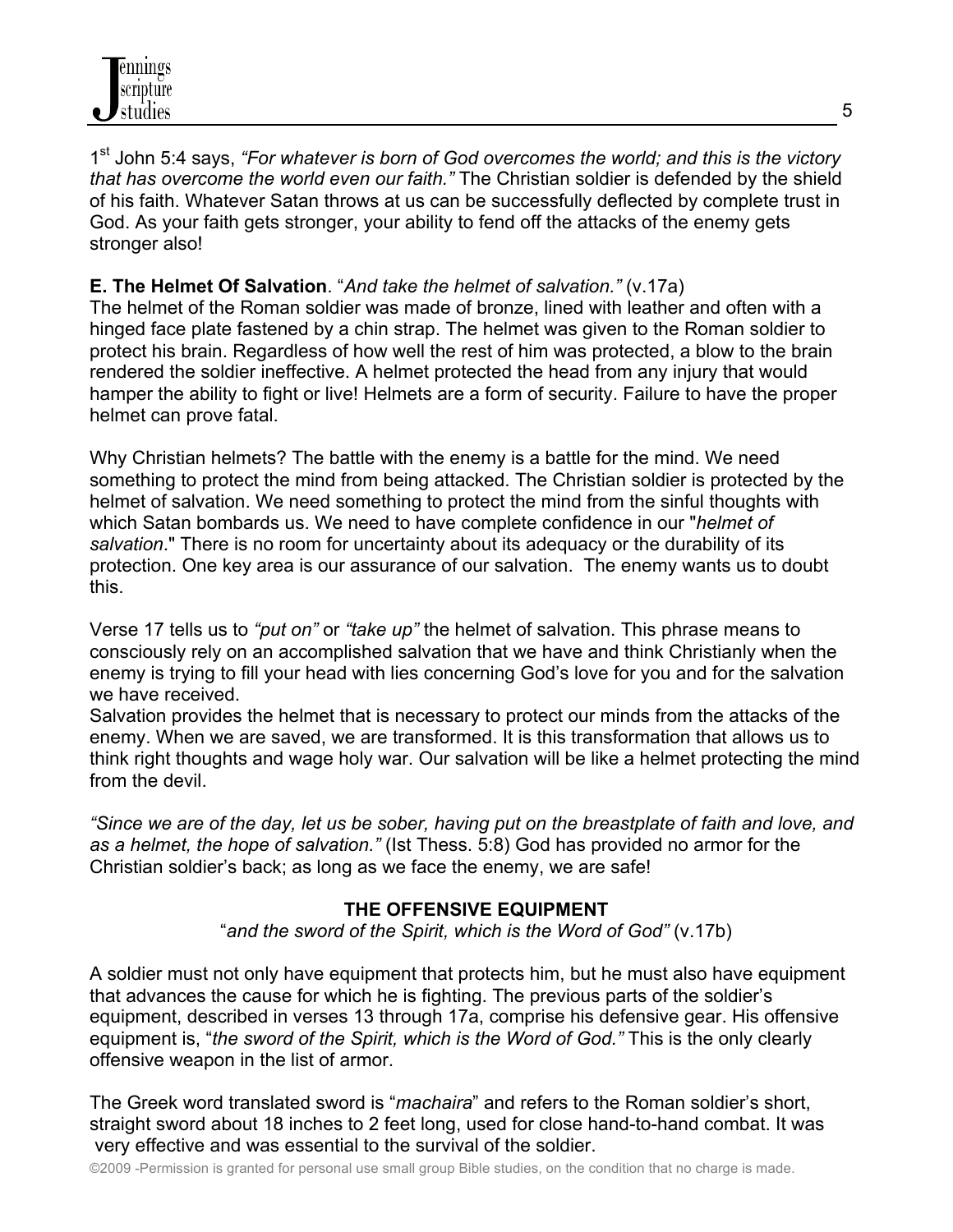1st John 5:4 says, *"For whatever is born of God overcomes the world; and this is the victory that has overcome the world even our faith."* The Christian soldier is defended by the shield of his faith. Whatever Satan throws at us can be successfully deflected by complete trust in God. As your faith gets stronger, your ability to fend off the attacks of the enemy gets stronger also!

**E. The Helmet Of Salvation**. "*And take the helmet of salvation."* (v.17a)
The helmet of the Roman soldier was made of bronze, lined with leather and often with a hinged face plate fastened by a chin strap. The helmet was given to the Roman soldier to protect his brain. Regardless of how well the rest of him was protected, a blow to the brain rendered the soldier ineffective. A helmet protected the head from any injury that would hamper the ability to fight or live! Helmets are a form of security. Failure to have the proper helmet can prove fatal.

Why Christian helmets? The battle with the enemy is a battle for the mind. We need something to protect the mind from being attacked. The Christian soldier is protected by the helmet of salvation. We need something to protect the mind from the sinful thoughts with which Satan bombards us. We need to have complete confidence in our "*helmet of salvation*." There is no room for uncertainty about its adequacy or the durability of its protection. One key area is our assurance of our salvation. The enemy wants us to doubt this.

Verse 17 tells us to *"put on"* or *"take up"* the helmet of salvation. This phrase means to consciously rely on an accomplished salvation that we have and think Christianly when the enemy is trying to fill your head with lies concerning God's love for you and for the salvation we have received.
Salvation provides the helmet that is necessary to protect our minds from the attacks of the enemy. When we are saved, we are transformed. It is this transformation that allows us to think right thoughts and wage holy war. Our salvation will be like a helmet protecting the mind from the devil.

*"Since we are of the day, let us be sober, having put on the breastplate of faith and love, and as a helmet, the hope of salvation."* (Ist Thess. 5:8) God has provided no armor for the Christian soldier's back; as long as we face the enemy, we are safe!

**THE OFFENSIVE EQUIPMENT**

"*and the sword of the Spirit, which is the Word of God"* (v.17b)

A soldier must not only have equipment that protects him, but he must also have equipment that advances the cause for which he is fighting. The previous parts of the soldier's equipment, described in verses 13 through 17a, comprise his defensive gear. His offensive equipment is, "*the sword of the Spirit, which is the Word of God."* This is the only clearly offensive weapon in the list of armor.

The Greek word translated sword is "*machaira*" and refers to the Roman soldier's short, straight sword about 18 inches to 2 feet long, used for close hand-to-hand combat. It was very effective and was essential to the survival of the soldier.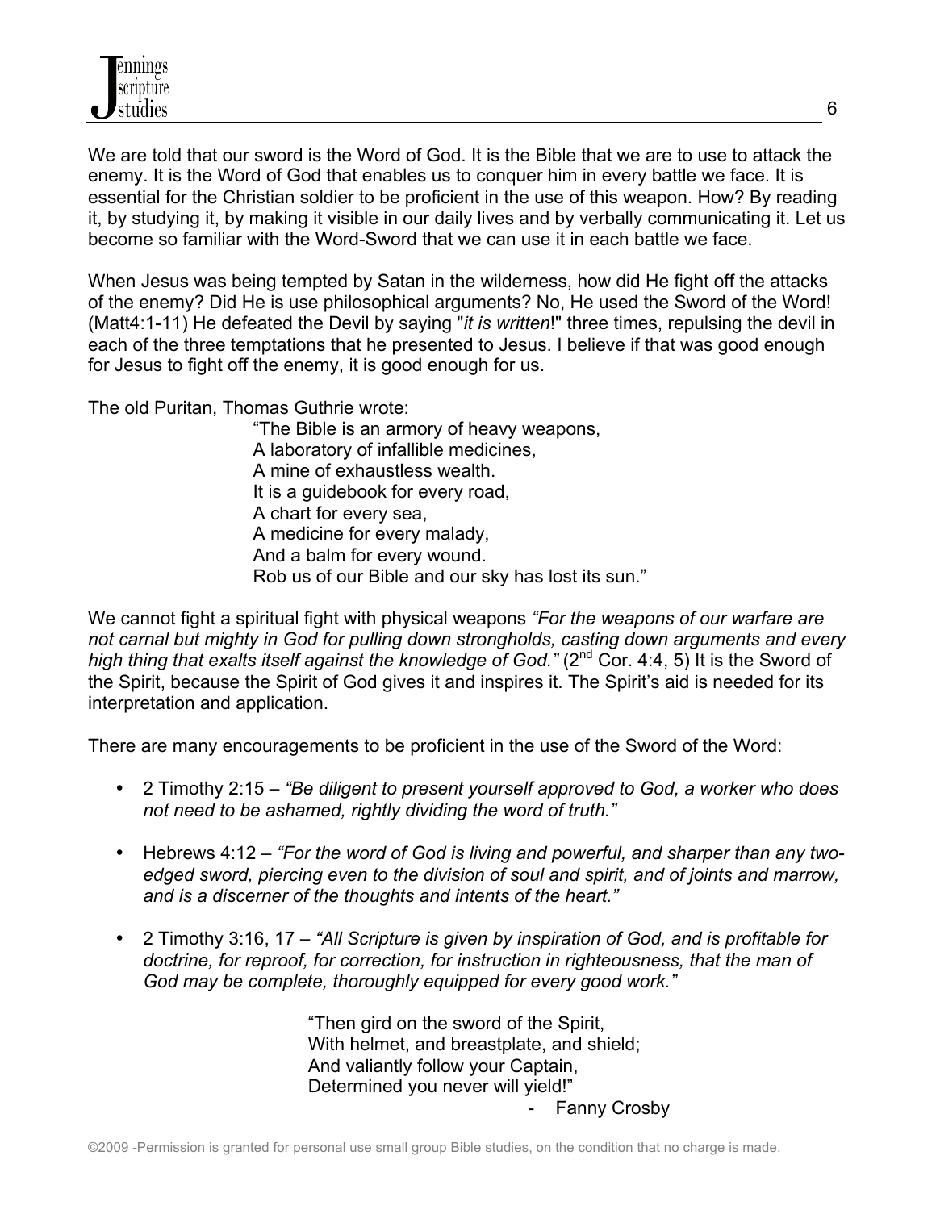We are told that our sword is the Word of God. It is the Bible that we are to use to attack the enemy. It is the Word of God that enables us to conquer him in every battle we face. It is essential for the Christian soldier to be proficient in the use of this weapon. How? By reading it, by studying it, by making it visible in our daily lives and by verbally communicating it. Let us become so familiar with the Word-Sword that we can use it in each battle we face.

When Jesus was being tempted by Satan in the wilderness, how did He fight off the attacks of the enemy? Did He is use philosophical arguments? No, He used the Sword of the Word! (Matt4:1-11) He defeated the Devil by saying "*it is written*!" three times, repulsing the devil in each of the three temptations that he presented to Jesus. I believe if that was good enough for Jesus to fight off the enemy, it is good enough for us.

The old Puritan, Thomas Guthrie wrote:

> "The Bible is an armory of heavy weapons,
> A laboratory of infallible medicines,
> A mine of exhaustless wealth.
> It is a guidebook for every road,
> A chart for every sea,
> A medicine for every malady,
> And a balm for every wound.
> Rob us of our Bible and our sky has lost its sun."

We cannot fight a spiritual fight with physical weapons *"For the weapons of our warfare are not carnal but mighty in God for pulling down strongholds, casting down arguments and every high thing that exalts itself against the knowledge of God."* (2nd Cor. 4:4, 5) It is the Sword of the Spirit, because the Spirit of God gives it and inspires it. The Spirit's aid is needed for its interpretation and application.

There are many encouragements to be proficient in the use of the Sword of the Word:

- 2 Timothy 2:15 – *"Be diligent to present yourself approved to God, a worker who does not need to be ashamed, rightly dividing the word of truth."*
- Hebrews 4:12 – *"For the word of God is living and powerful, and sharper than any two-edged sword, piercing even to the division of soul and spirit, and of joints and marrow, and is a discerner of the thoughts and intents of the heart."*
- 2 Timothy 3:16, 17 – *"All Scripture is given by inspiration of God, and is profitable for doctrine, for reproof, for correction, for instruction in righteousness, that the man of God may be complete, thoroughly equipped for every good work."*

> "Then gird on the sword of the Spirit,
> With helmet, and breastplate, and shield;
> And valiantly follow your Captain,
> Determined you never will yield!"
>
> - Fanny Crosby

©2009 -Permission is granted for personal use small group Bible studies, on the condition that no charge is made.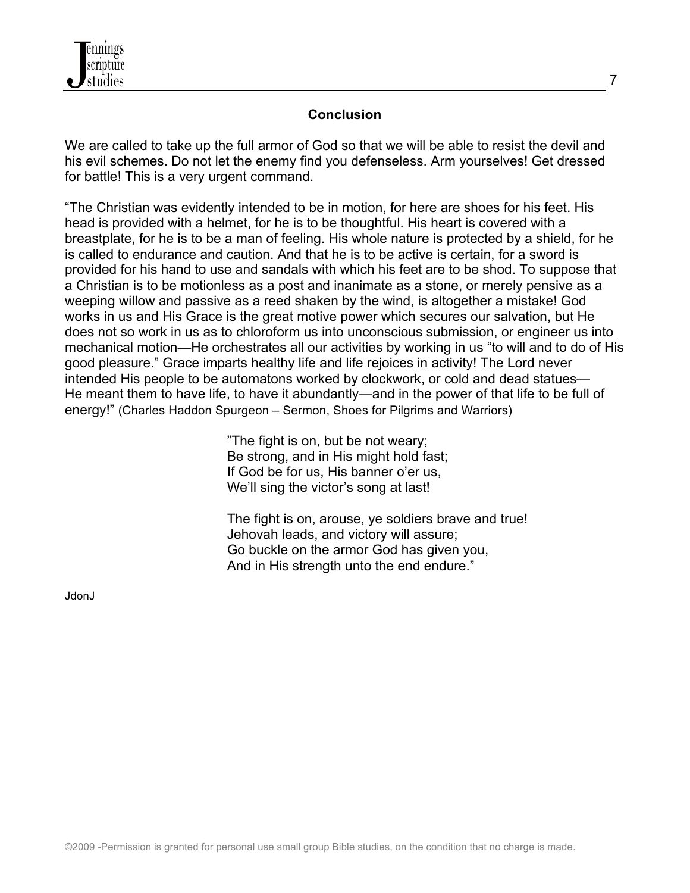## Conclusion

We are called to take up the full armor of God so that we will be able to resist the devil and his evil schemes. Do not let the enemy find you defenseless. Arm yourselves! Get dressed for battle! This is a very urgent command.

“The Christian was evidently intended to be in motion, for here are shoes for his feet. His head is provided with a helmet, for he is to be thoughtful. His heart is covered with a breastplate, for he is to be a man of feeling. His whole nature is protected by a shield, for he is called to endurance and caution. And that he is to be active is certain, for a sword is provided for his hand to use and sandals with which his feet are to be shod. To suppose that a Christian is to be motionless as a post and inanimate as a stone, or merely pensive as a weeping willow and passive as a reed shaken by the wind, is altogether a mistake! God works in us and His Grace is the great motive power which secures our salvation, but He does not so work in us as to chloroform us into unconscious submission, or engineer us into mechanical motion—He orchestrates all our activities by working in us “to will and to do of His good pleasure.” Grace imparts healthy life and life rejoices in activity! The Lord never intended His people to be automatons worked by clockwork, or cold and dead statues—He meant them to have life, to have it abundantly—and in the power of that life to be full of energy!” (Charles Haddon Spurgeon – Sermon, Shoes for Pilgrims and Warriors)

”The fight is on, but be not weary;
Be strong, and in His might hold fast;
If God be for us, His banner o’er us,
We’ll sing the victor’s song at last!

The fight is on, arouse, ye soldiers brave and true!
Jehovah leads, and victory will assure;
Go buckle on the armor God has given you,
And in His strength unto the end endure.”

JdonJ

©2009 -Permission is granted for personal use small group Bible studies, on the condition that no charge is made.